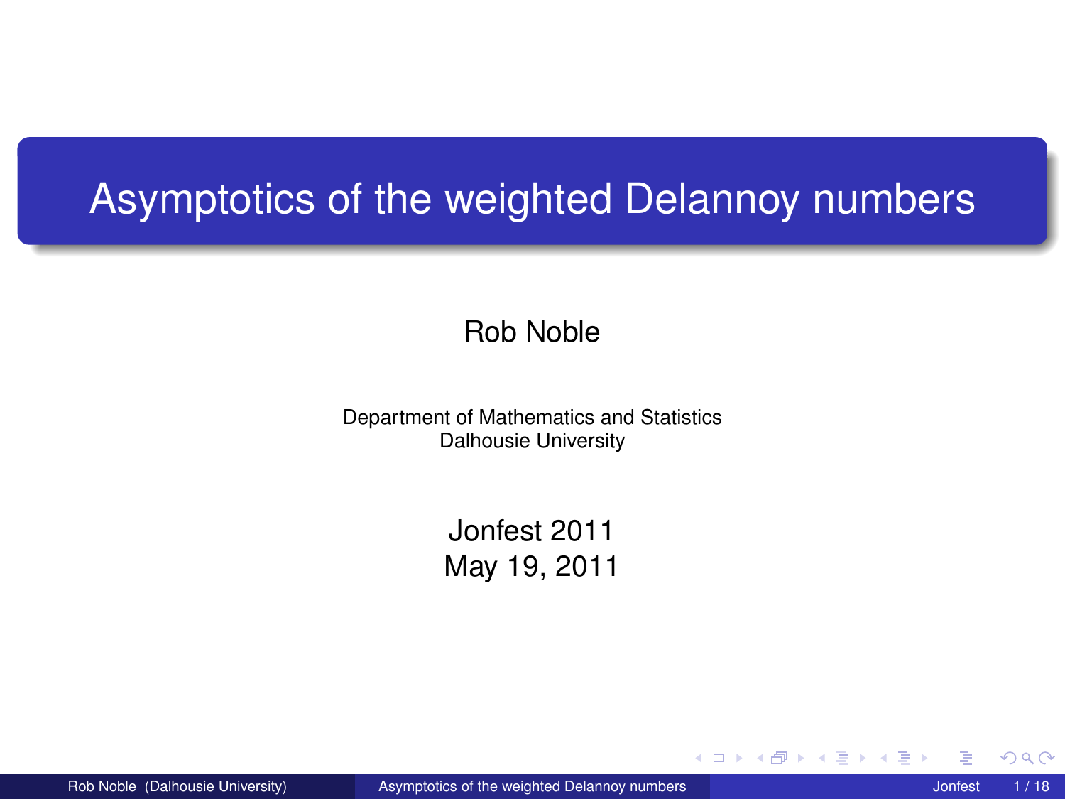# Asymptotics of the weighted Delannoy numbers

Rob Noble

Department of Mathematics and Statistics
Dalhousie University

Jonfest 2011
May 19, 2011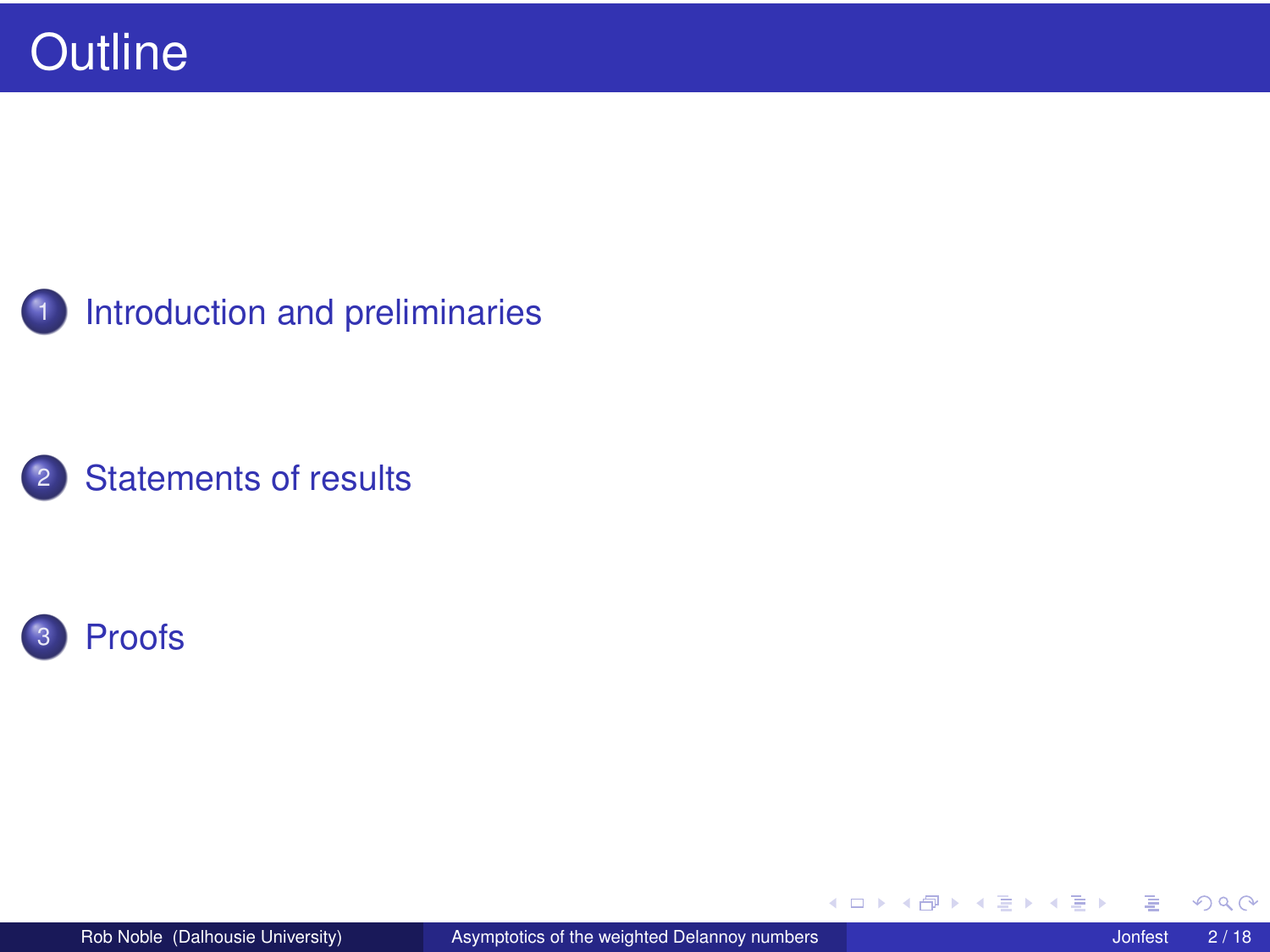# Outline

1. Introduction and preliminaries

2. Statements of results

3. Proofs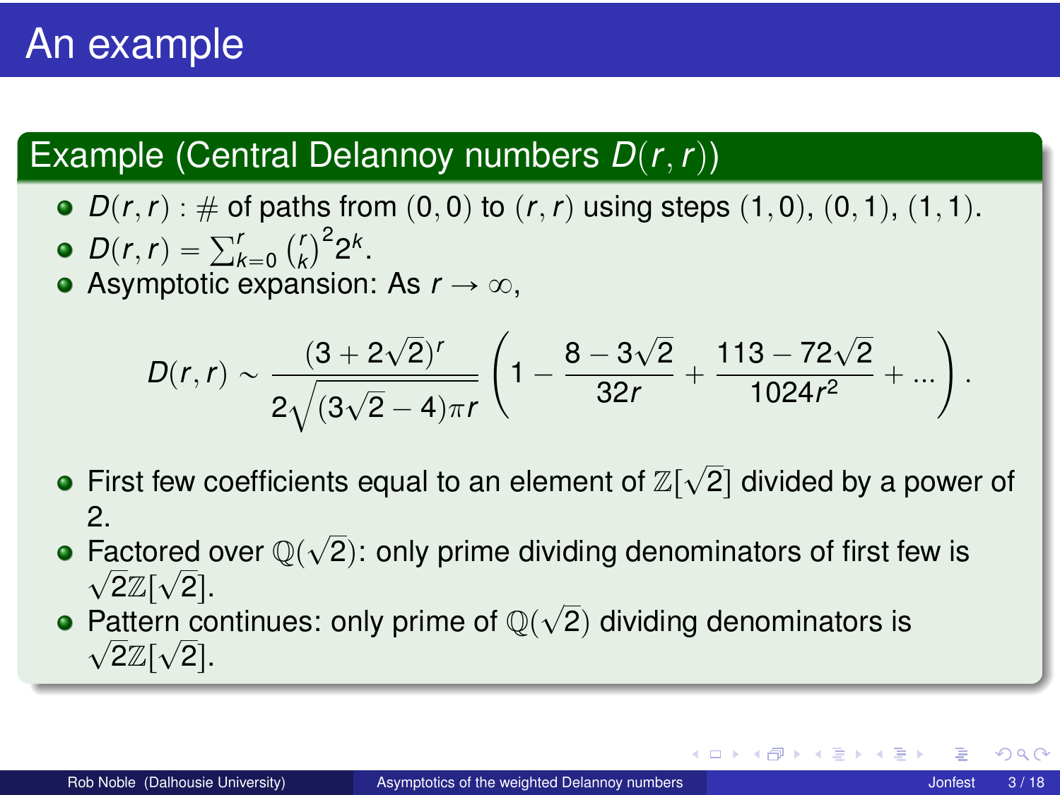# An example

## Example (Central Delannoy numbers $D(r,r)$)

- $D(r,r)$ : # of paths from $(0,0)$ to $(r,r)$ using steps $(1,0)$, $(0,1)$, $(1,1)$.
- $D(r,r) = \sum_{k=0}^{r} \binom{r}{k}^2 2^k$.
- Asymptotic expansion: As $r \to \infty$,

$$D(r,r) \sim \frac{(3+2\sqrt{2})^r}{2\sqrt{(3\sqrt{2}-4)\pi r}} \left(1 - \frac{8-3\sqrt{2}}{32r} + \frac{113-72\sqrt{2}}{1024r^2} + \dots\right).$$

- First few coefficients equal to an element of $\mathbb{Z}[\sqrt{2}]$ divided by a power of 2.
- Factored over $\mathbb{Q}(\sqrt{2})$: only prime dividing denominators of first few is $\sqrt{2}\mathbb{Z}[\sqrt{2}]$.
- Pattern continues: only prime of $\mathbb{Q}(\sqrt{2})$ dividing denominators is $\sqrt{2}\mathbb{Z}[\sqrt{2}]$.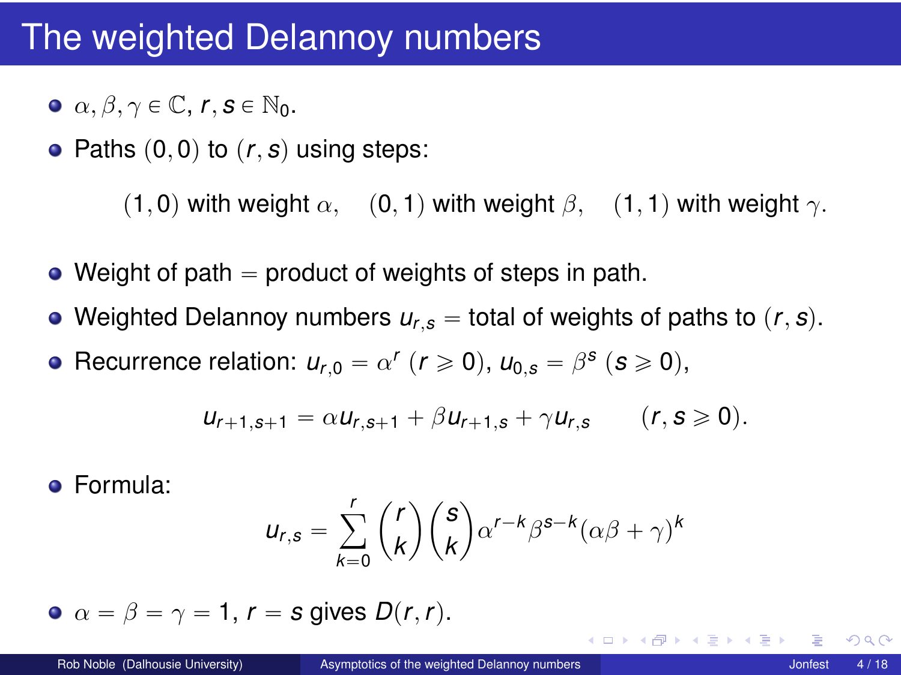# The weighted Delannoy numbers

- $\alpha, \beta, \gamma \in \mathbb{C}$, $r, s \in \mathbb{N}_0$.
- Paths $(0,0)$ to $(r,s)$ using steps:

  $(1,0)$ with weight $\alpha$, $(0,1)$ with weight $\beta$, $(1,1)$ with weight $\gamma$.

- Weight of path $=$ product of weights of steps in path.
- Weighted Delannoy numbers $u_{r,s} =$ total of weights of paths to $(r,s)$.
- Recurrence relation: $u_{r,0} = \alpha^r$ $(r \geqslant 0)$, $u_{0,s} = \beta^s$ $(s \geqslant 0)$,

$$u_{r+1,s+1} = \alpha u_{r,s+1} + \beta u_{r+1,s} + \gamma u_{r,s} \qquad (r, s \geqslant 0).$$

- Formula:

$$u_{r,s} = \sum_{k=0}^{r} \binom{r}{k} \binom{s}{k} \alpha^{r-k} \beta^{s-k} (\alpha\beta + \gamma)^k$$

- $\alpha = \beta = \gamma = 1$, $r = s$ gives $D(r,r)$.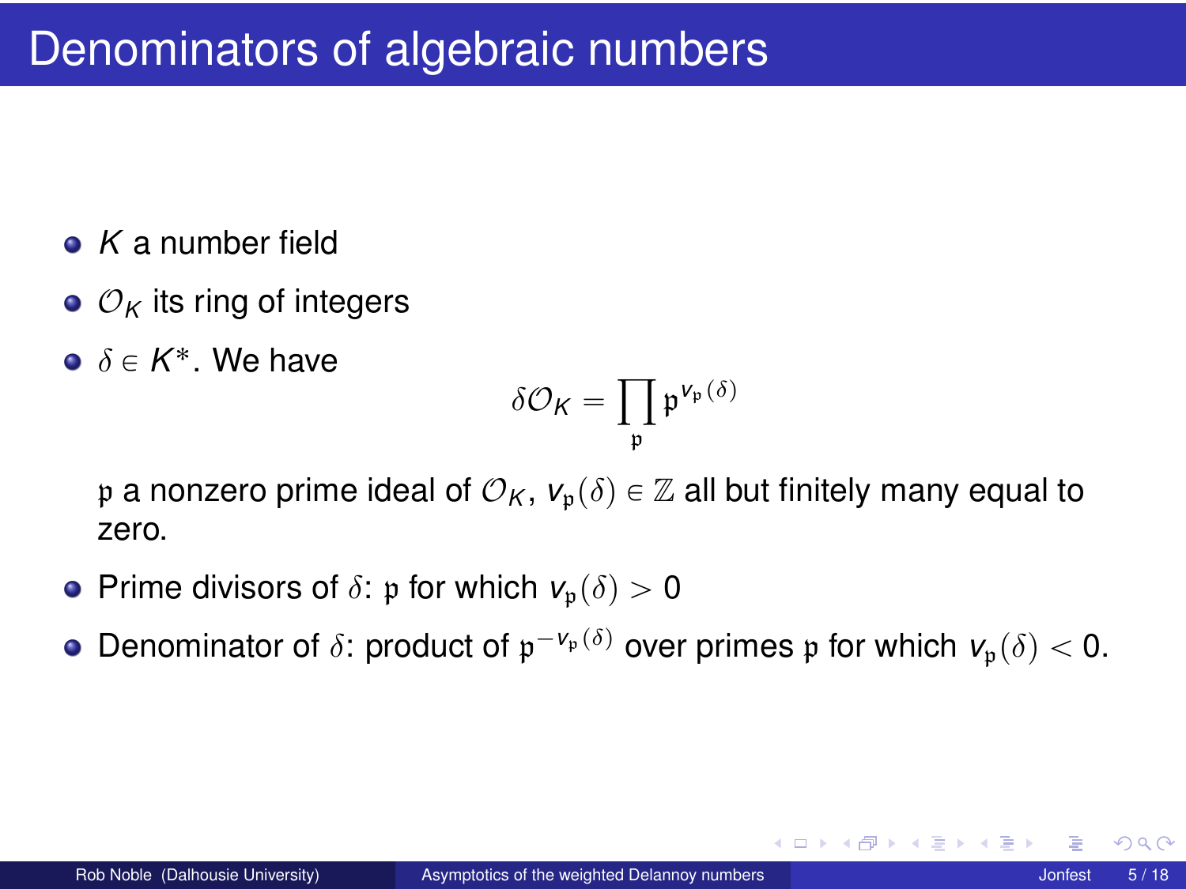# Denominators of algebraic numbers

- $K$ a number field
- $\mathcal{O}_K$ its ring of integers
- $\delta \in K^*$. We have

$$\delta \mathcal{O}_K = \prod_{\mathfrak{p}} \mathfrak{p}^{v_{\mathfrak{p}}(\delta)}$$

  $\mathfrak{p}$ a nonzero prime ideal of $\mathcal{O}_K$, $v_{\mathfrak{p}}(\delta) \in \mathbb{Z}$ all but finitely many equal to zero.

- Prime divisors of $\delta$: $\mathfrak{p}$ for which $v_{\mathfrak{p}}(\delta) > 0$
- Denominator of $\delta$: product of $\mathfrak{p}^{-v_{\mathfrak{p}}(\delta)}$ over primes $\mathfrak{p}$ for which $v_{\mathfrak{p}}(\delta) < 0$.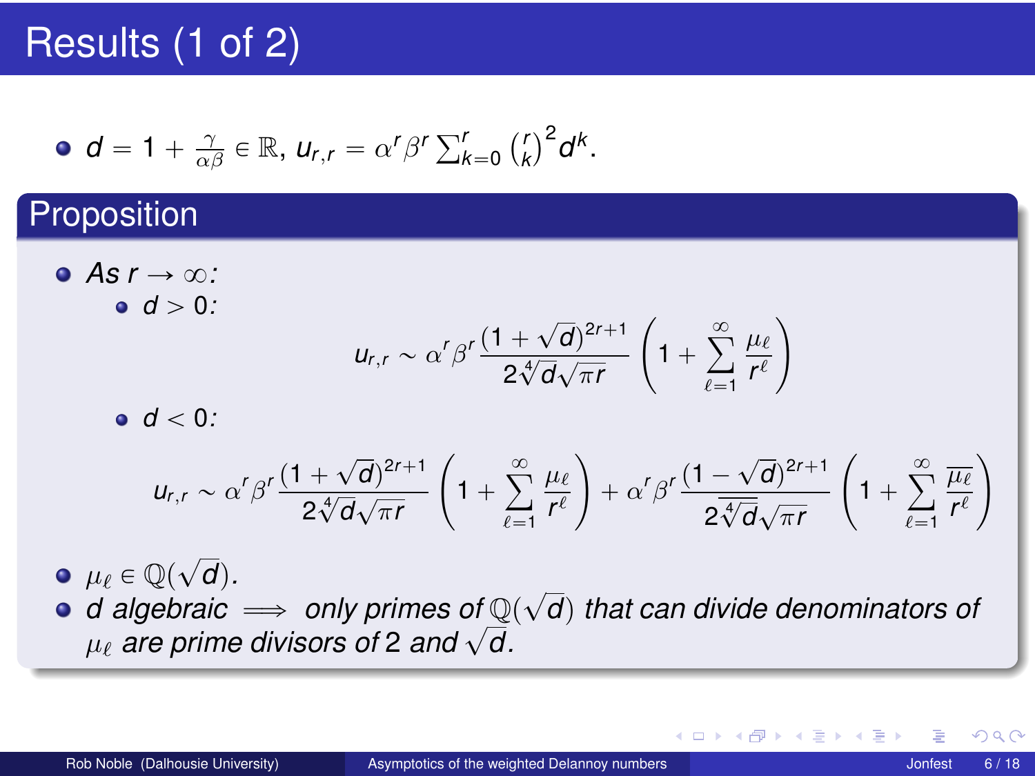# Results (1 of 2)

- $d = 1 + \frac{\gamma}{\alpha\beta} \in \mathbb{R}$, $u_{r,r} = \alpha^r \beta^r \sum_{k=0}^{r} \binom{r}{k}^2 d^k$.

## Proposition

- *As $r \to \infty$:*
  - *$d > 0$:*

$$u_{r,r} \sim \alpha^r \beta^r \frac{(1+\sqrt{d})^{2r+1}}{2\sqrt[4]{d}\sqrt{\pi r}} \left(1 + \sum_{\ell=1}^{\infty} \frac{\mu_\ell}{r^\ell}\right)$$

  - *$d < 0$:*

$$u_{r,r} \sim \alpha^r \beta^r \frac{(1+\sqrt{d})^{2r+1}}{2\sqrt[4]{d}\sqrt{\pi r}} \left(1 + \sum_{\ell=1}^{\infty} \frac{\mu_\ell}{r^\ell}\right) + \alpha^r \beta^r \frac{(1-\sqrt{d})^{2r+1}}{2\overline{\sqrt[4]{d}}\sqrt{\pi r}} \left(1 + \sum_{\ell=1}^{\infty} \frac{\overline{\mu_\ell}}{r^\ell}\right)$$

- $\mu_\ell \in \mathbb{Q}(\sqrt{d})$.
- *$d$ algebraic $\implies$ only primes of $\mathbb{Q}(\sqrt{d})$ that can divide denominators of $\mu_\ell$ are prime divisors of 2 and $\sqrt{d}$.*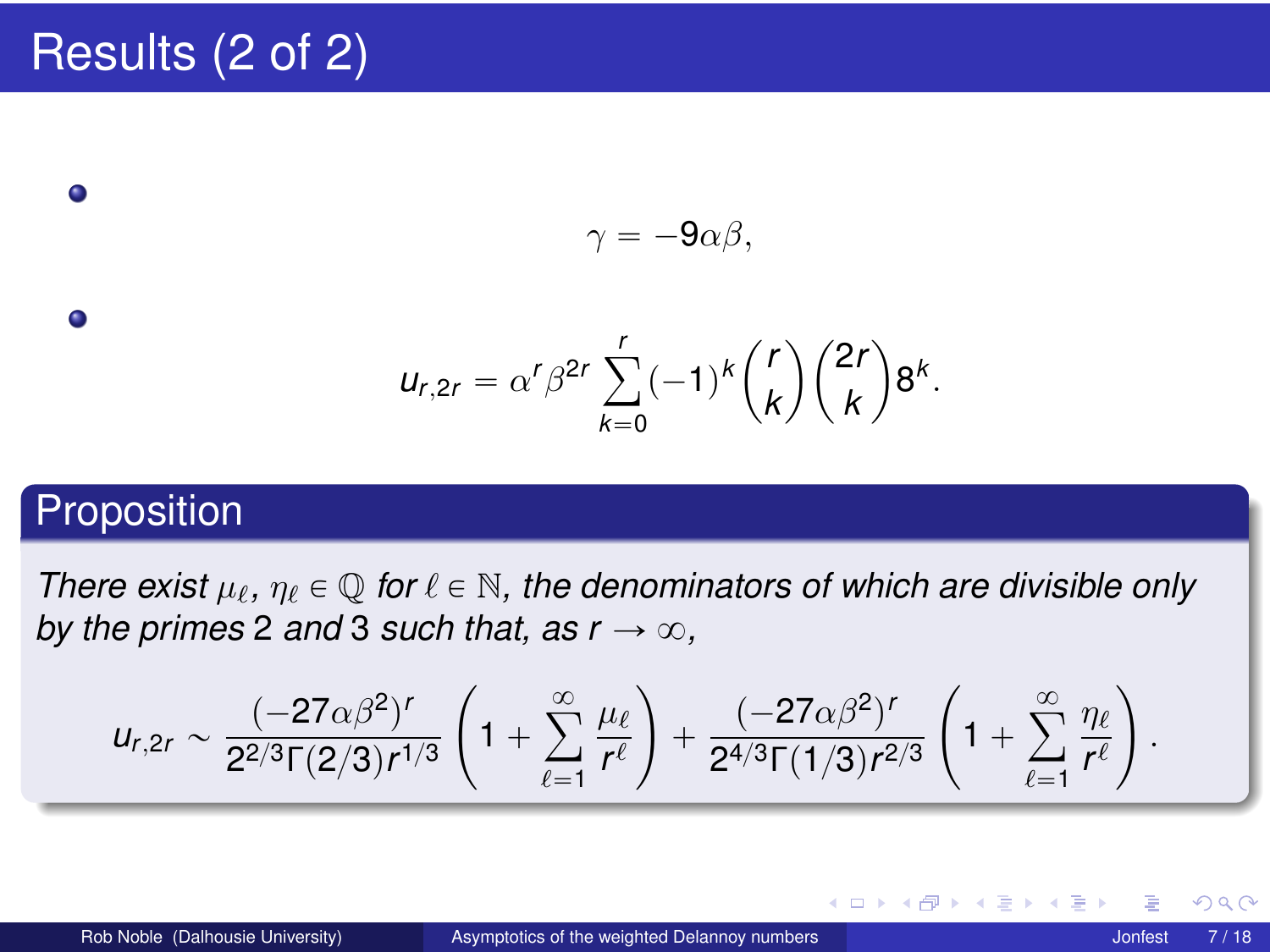# Results (2 of 2)

- $$\gamma = -9\alpha\beta,$$

- $$u_{r,2r} = \alpha^r \beta^{2r} \sum_{k=0}^{r} (-1)^k \binom{r}{k} \binom{2r}{k} 8^k.$$

## Proposition

*There exist $\mu_\ell, \eta_\ell \in \mathbb{Q}$ for $\ell \in \mathbb{N}$, the denominators of which are divisible only by the primes 2 and 3 such that, as $r \to \infty$,*

$$u_{r,2r} \sim \frac{(-27\alpha\beta^2)^r}{2^{2/3}\Gamma(2/3) r^{1/3}} \left(1 + \sum_{\ell=1}^{\infty} \frac{\mu_\ell}{r^\ell}\right) + \frac{(-27\alpha\beta^2)^r}{2^{4/3}\Gamma(1/3) r^{2/3}} \left(1 + \sum_{\ell=1}^{\infty} \frac{\eta_\ell}{r^\ell}\right).$$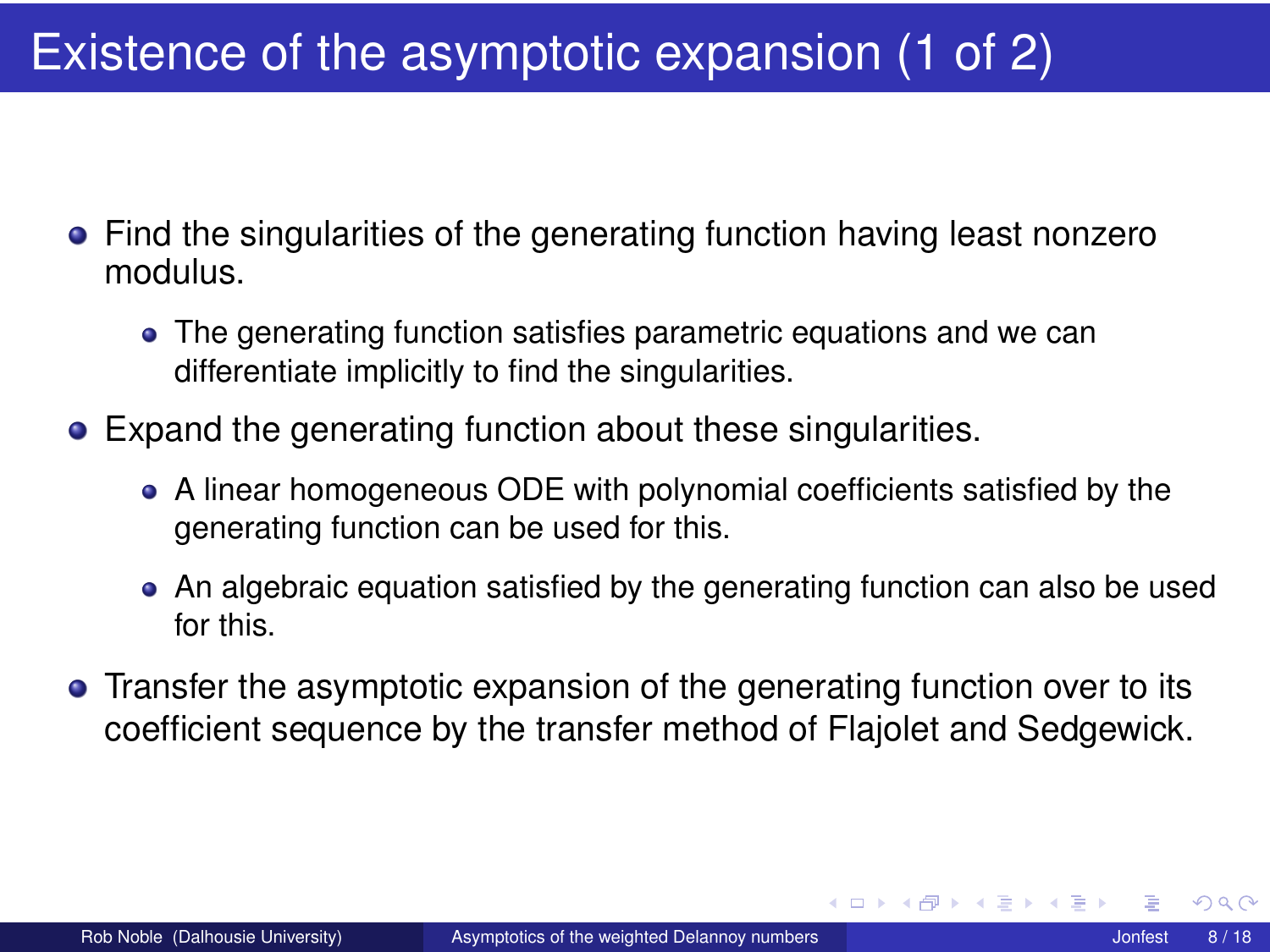# Existence of the asymptotic expansion (1 of 2)

- Find the singularities of the generating function having least nonzero modulus.
  - The generating function satisfies parametric equations and we can differentiate implicitly to find the singularities.
- Expand the generating function about these singularities.
  - A linear homogeneous ODE with polynomial coefficients satisfied by the generating function can be used for this.
  - An algebraic equation satisfied by the generating function can also be used for this.
- Transfer the asymptotic expansion of the generating function over to its coefficient sequence by the transfer method of Flajolet and Sedgewick.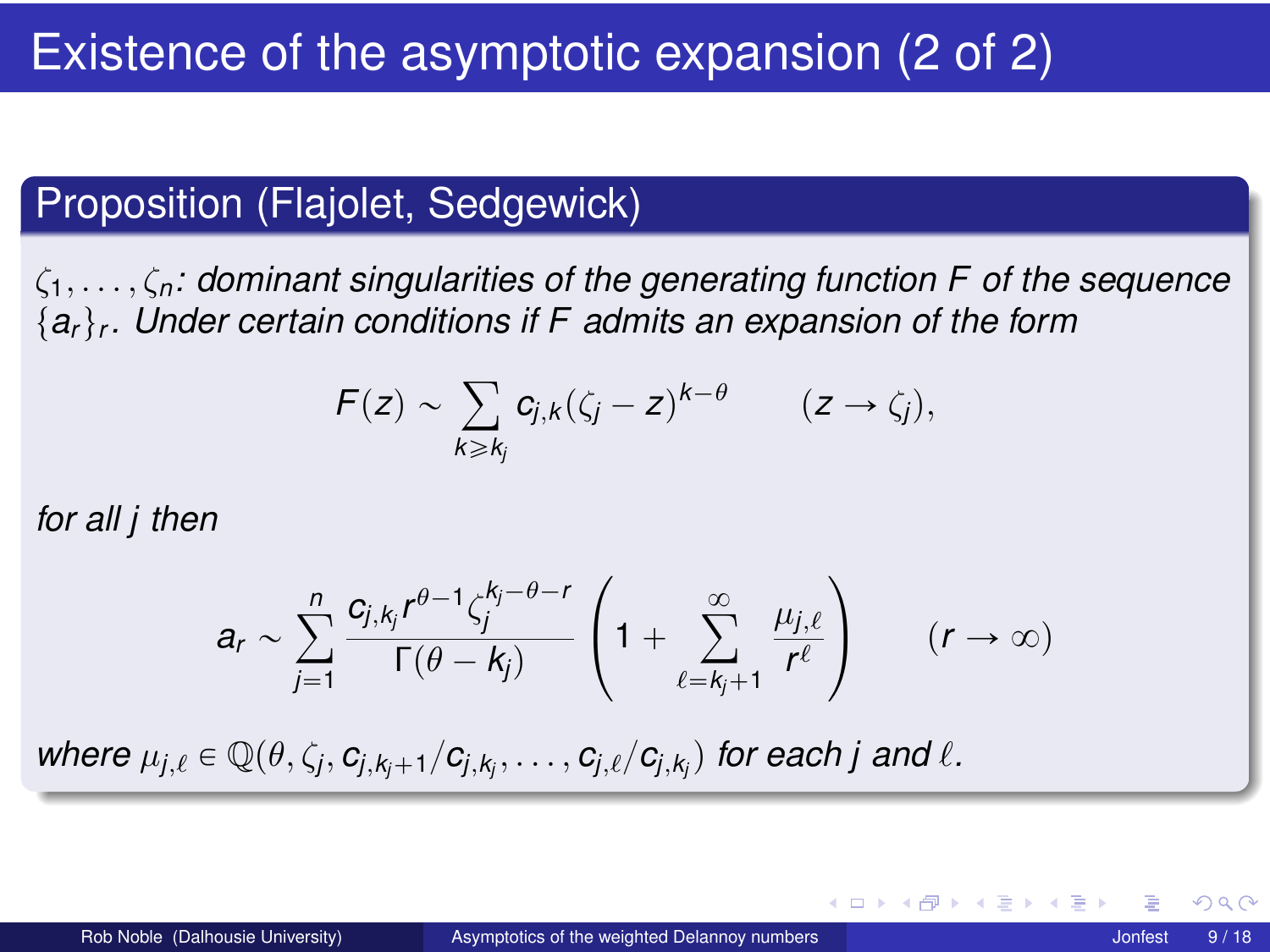# Existence of the asymptotic expansion (2 of 2)

## Proposition (Flajolet, Sedgewick)

*$\zeta_1, \ldots, \zeta_n$: dominant singularities of the generating function $F$ of the sequence $\{a_r\}_r$. Under certain conditions if $F$ admits an expansion of the form*

$$F(z) \sim \sum_{k \geqslant k_j} c_{j,k}(\zeta_j - z)^{k-\theta} \qquad (z \to \zeta_j),$$

*for all $j$ then*

$$a_r \sim \sum_{j=1}^{n} \frac{c_{j,k_j} r^{\theta-1} \zeta_j^{k_j-\theta-r}}{\Gamma(\theta - k_j)} \left( 1 + \sum_{\ell=k_j+1}^{\infty} \frac{\mu_{j,\ell}}{r^\ell} \right) \qquad (r \to \infty)$$

*where $\mu_{j,\ell} \in \mathbb{Q}(\theta, \zeta_j, c_{j,k_j+1}/c_{j,k_j}, \ldots, c_{j,\ell}/c_{j,k_j})$ for each $j$ and $\ell$.*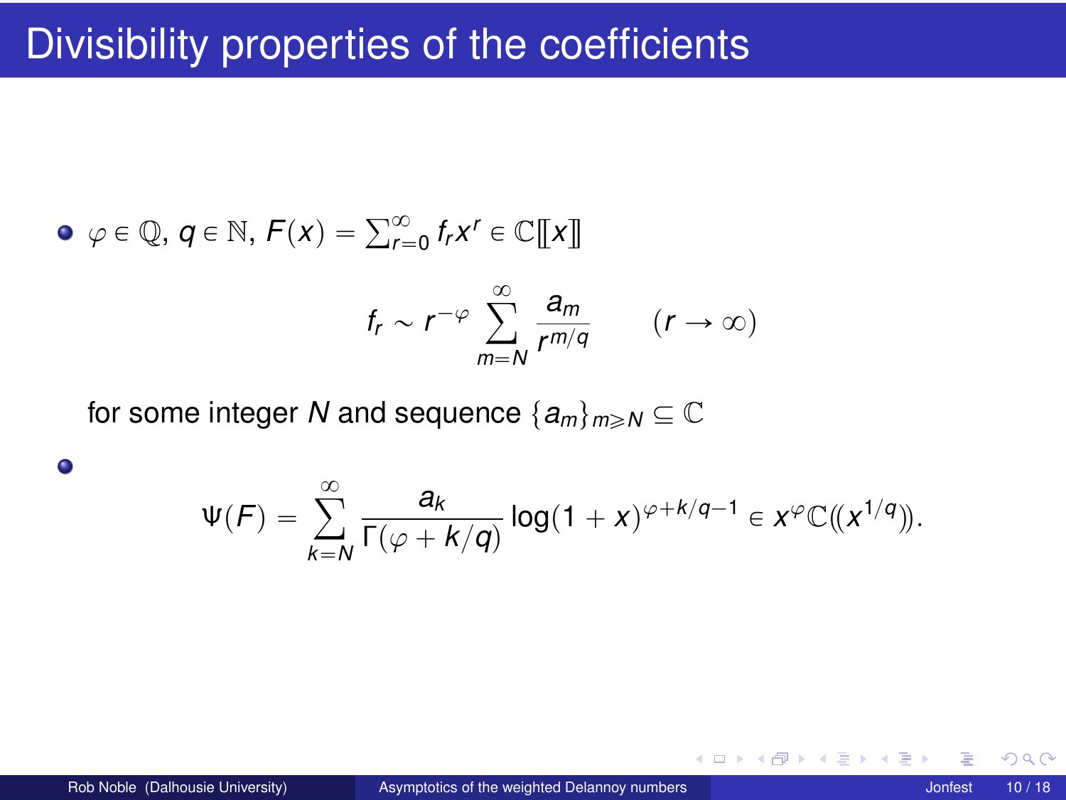# Divisibility properties of the coefficients

- $\varphi \in \mathbb{Q}$, $q \in \mathbb{N}$, $F(x) = \sum_{r=0}^{\infty} f_r x^r \in \mathbb{C}[\![x]\!]$

$$f_r \sim r^{-\varphi} \sum_{m=N}^{\infty} \frac{a_m}{r^{m/q}} \qquad (r \to \infty)$$

  for some integer $N$ and sequence $\{a_m\}_{m \geqslant N} \subseteq \mathbb{C}$

- $$\Psi(F) = \sum_{k=N}^{\infty} \frac{a_k}{\Gamma(\varphi + k/q)} \log(1+x)^{\varphi + k/q - 1} \in x^{\varphi} \mathbb{C}(\!(x^{1/q})\!).$$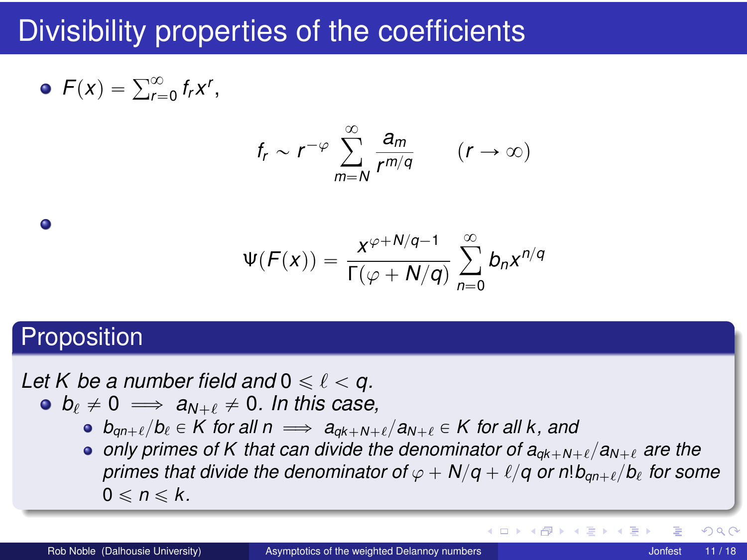# Divisibility properties of the coefficients

- $F(x) = \sum_{r=0}^{\infty} f_r x^r$,

$$f_r \sim r^{-\varphi} \sum_{m=N}^{\infty} \frac{a_m}{r^{m/q}} \qquad (r \to \infty)$$

- $$\Psi(F(x)) = \frac{x^{\varphi+N/q-1}}{\Gamma(\varphi+N/q)} \sum_{n=0}^{\infty} b_n x^{n/q}$$

## Proposition

*Let $K$ be a number field and $0 \leqslant \ell < q$.*

- $b_\ell \neq 0 \implies a_{N+\ell} \neq 0$. *In this case,*
  - $b_{qn+\ell}/b_\ell \in K$ *for all* $n \implies a_{qk+N+\ell}/a_{N+\ell} \in K$ *for all* $k$, *and*
  - *only primes of $K$ that can divide the denominator of $a_{qk+N+\ell}/a_{N+\ell}$ are the primes that divide the denominator of $\varphi + N/q + \ell/q$ or $n! b_{qn+\ell}/b_\ell$ for some $0 \leqslant n \leqslant k$.*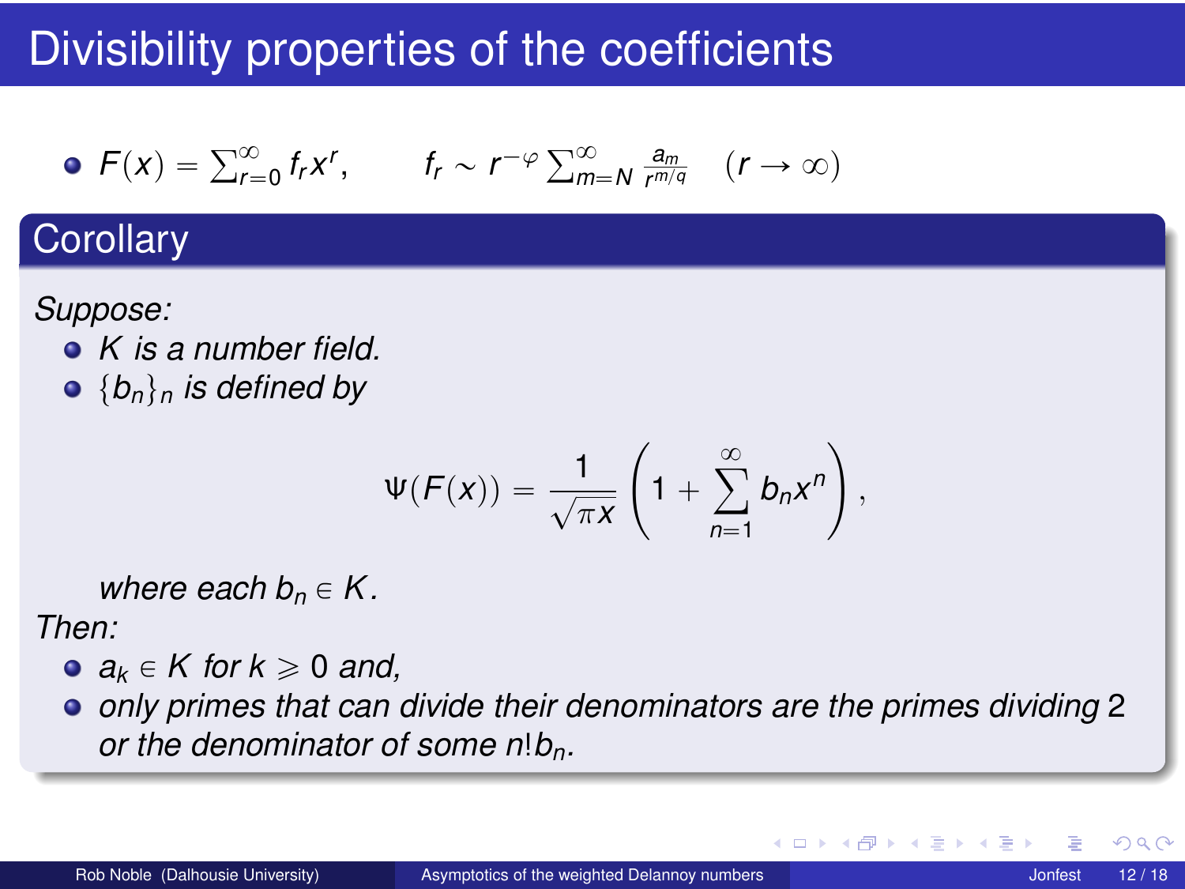# Divisibility properties of the coefficients

- $F(x) = \sum_{r=0}^{\infty} f_r x^r, \qquad f_r \sim r^{-\varphi} \sum_{m=N}^{\infty} \frac{a_m}{r^{m/q}} \quad (r \to \infty)$

## Corollary

*Suppose:*

- *$K$ is a number field.*
- *$\{b_n\}_n$ is defined by*

$$\Psi(F(x)) = \frac{1}{\sqrt{\pi x}} \left( 1 + \sum_{n=1}^{\infty} b_n x^n \right),$$

*where each $b_n \in K$.*

*Then:*

- *$a_k \in K$ for $k \geqslant 0$ and,*
- *only primes that can divide their denominators are the primes dividing 2 or the denominator of some $n! b_n$.*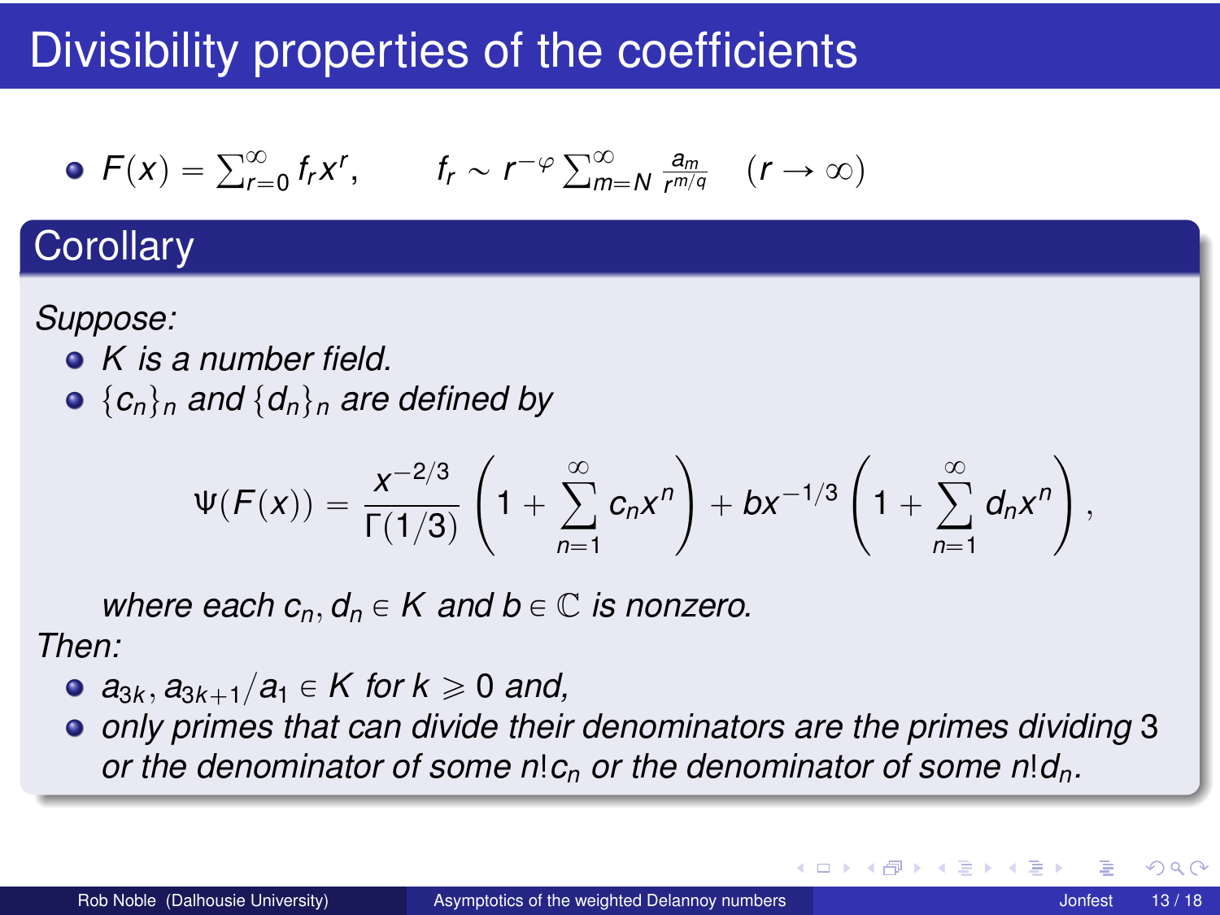# Divisibility properties of the coefficients

- $F(x) = \sum_{r=0}^{\infty} f_r x^r, \qquad f_r \sim r^{-\varphi} \sum_{m=N}^{\infty} \frac{a_m}{r^{m/q}} \quad (r \to \infty)$

## Corollary

*Suppose:*

- *$K$ is a number field.*
- *$\{c_n\}_n$ and $\{d_n\}_n$ are defined by*

$$\Psi(F(x)) = \frac{x^{-2/3}}{\Gamma(1/3)} \left(1 + \sum_{n=1}^{\infty} c_n x^n\right) + b x^{-1/3} \left(1 + \sum_{n=1}^{\infty} d_n x^n\right),$$

*where each $c_n, d_n \in K$ and $b \in \mathbb{C}$ is nonzero.*

*Then:*

- *$a_{3k}, a_{3k+1}/a_1 \in K$ for $k \geqslant 0$ and,*
- *only primes that can divide their denominators are the primes dividing 3 or the denominator of some $n!c_n$ or the denominator of some $n!d_n$.*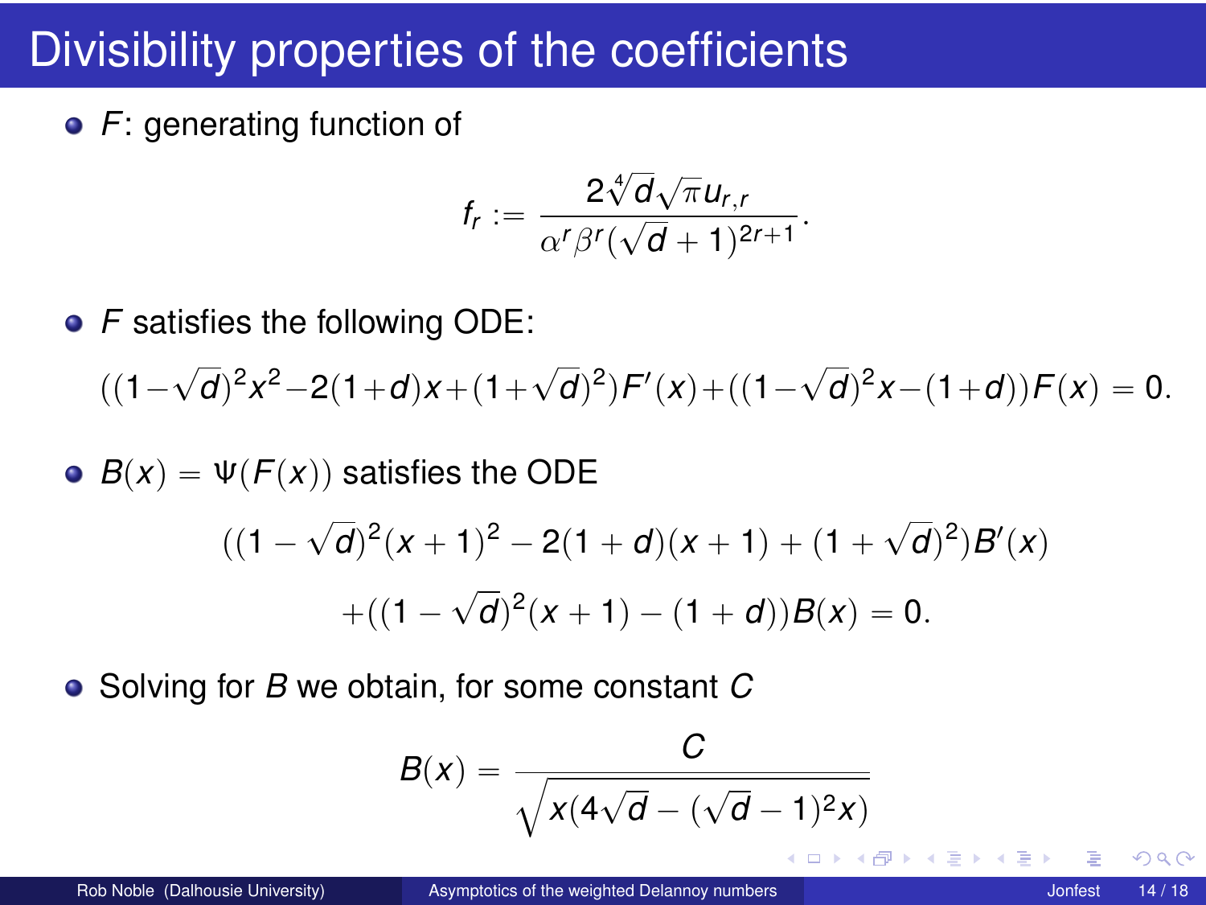# Divisibility properties of the coefficients

- $F$: generating function of

$$f_r := \frac{2\sqrt[4]{d}\sqrt{\pi}u_{r,r}}{\alpha^r\beta^r(\sqrt{d}+1)^{2r+1}}.$$

- $F$ satisfies the following ODE:

$$((1-\sqrt{d})^2x^2-2(1+d)x+(1+\sqrt{d})^2)F'(x)+((1-\sqrt{d})^2x-(1+d))F(x)=0.$$

- $B(x)=\Psi(F(x))$ satisfies the ODE

$$((1-\sqrt{d})^2(x+1)^2-2(1+d)(x+1)+(1+\sqrt{d})^2)B'(x)$$
$$+((1-\sqrt{d})^2(x+1)-(1+d))B(x)=0.$$

- Solving for $B$ we obtain, for some constant $C$

$$B(x)=\frac{C}{\sqrt{x(4\sqrt{d}-(\sqrt{d}-1)^2x)}}$$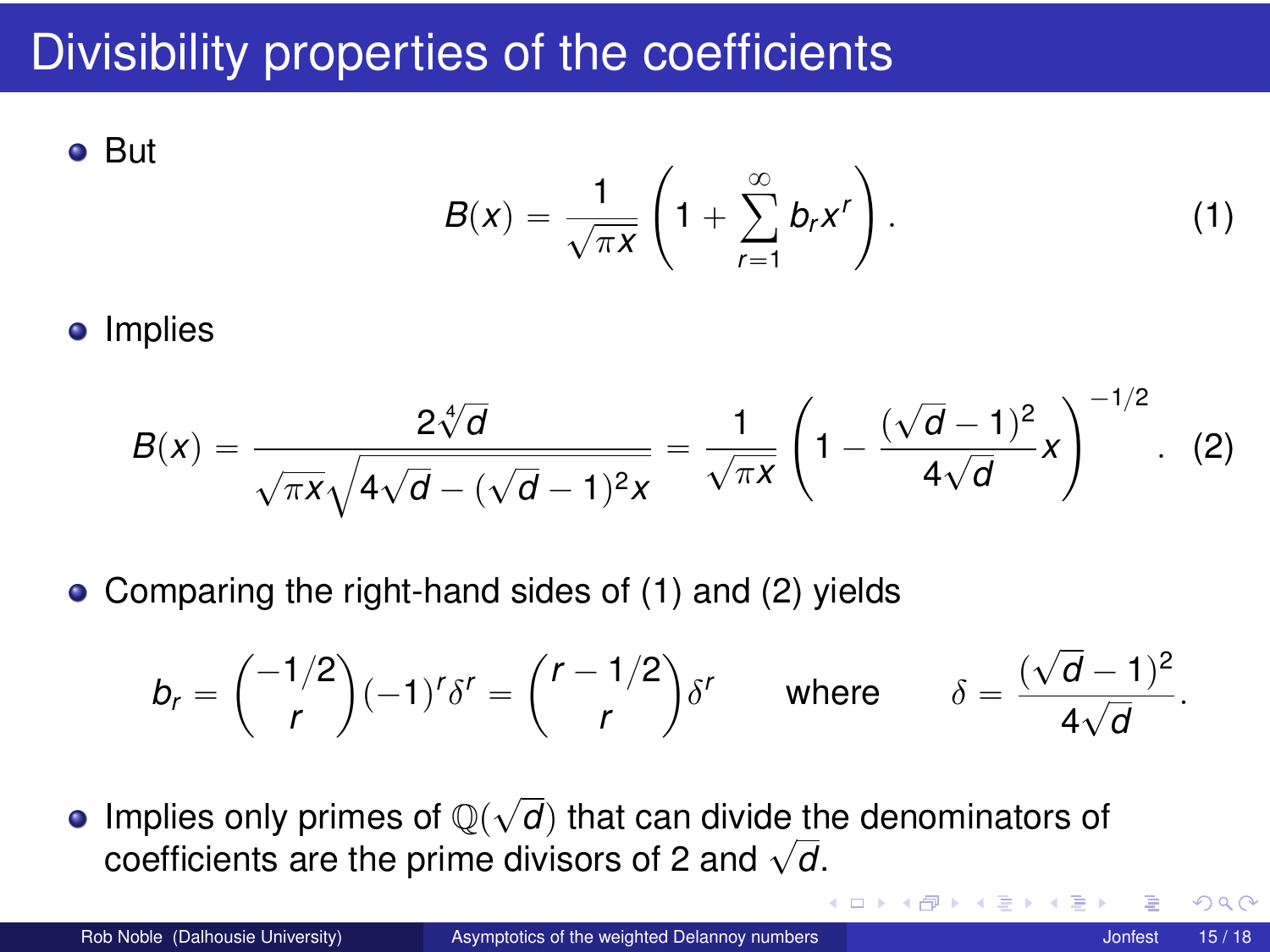# Divisibility properties of the coefficients

- But

$$B(x) = \frac{1}{\sqrt{\pi x}}\left(1 + \sum_{r=1}^{\infty} b_r x^r\right). \tag{1}$$

- Implies

$$B(x) = \frac{2\sqrt[4]{d}}{\sqrt{\pi x}\sqrt{4\sqrt{d} - (\sqrt{d}-1)^2 x}} = \frac{1}{\sqrt{\pi x}}\left(1 - \frac{(\sqrt{d}-1)^2}{4\sqrt{d}}x\right)^{-1/2}. \tag{2}$$

- Comparing the right-hand sides of (1) and (2) yields

$$b_r = \binom{-1/2}{r}(-1)^r \delta^r = \binom{r-1/2}{r}\delta^r \qquad \text{where} \qquad \delta = \frac{(\sqrt{d}-1)^2}{4\sqrt{d}}.$$

- Implies only primes of $\mathbb{Q}(\sqrt{d})$ that can divide the denominators of coefficients are the prime divisors of 2 and $\sqrt{d}$.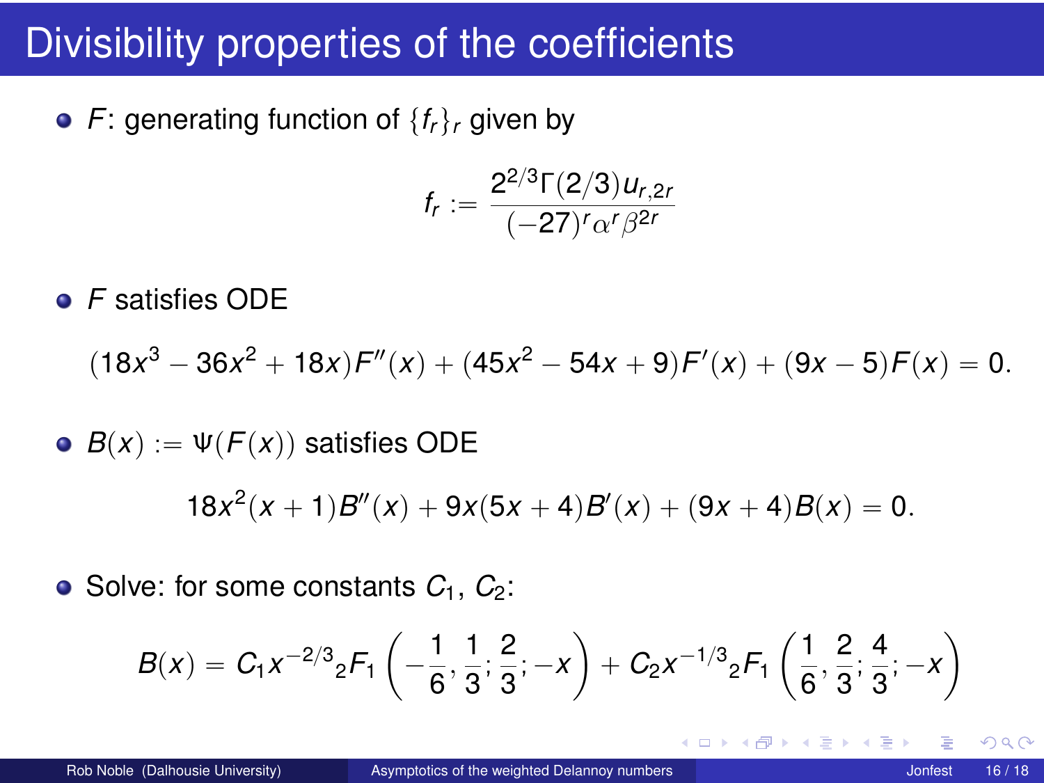# Divisibility properties of the coefficients

- $F$: generating function of $\{f_r\}_r$ given by

$$f_r := \frac{2^{2/3}\Gamma(2/3)u_{r,2r}}{(-27)^r\alpha^r\beta^{2r}}$$

- $F$ satisfies ODE

$$(18x^3 - 36x^2 + 18x)F''(x) + (45x^2 - 54x + 9)F'(x) + (9x - 5)F(x) = 0.$$

- $B(x) := \Psi(F(x))$ satisfies ODE

$$18x^2(x+1)B''(x) + 9x(5x+4)B'(x) + (9x+4)B(x) = 0.$$

- Solve: for some constants $C_1$, $C_2$:

$$B(x) = C_1 x^{-2/3} {}_2F_1\left(-\frac{1}{6}, \frac{1}{3}; \frac{2}{3}; -x\right) + C_2 x^{-1/3} {}_2F_1\left(\frac{1}{6}, \frac{2}{3}; \frac{4}{3}; -x\right)$$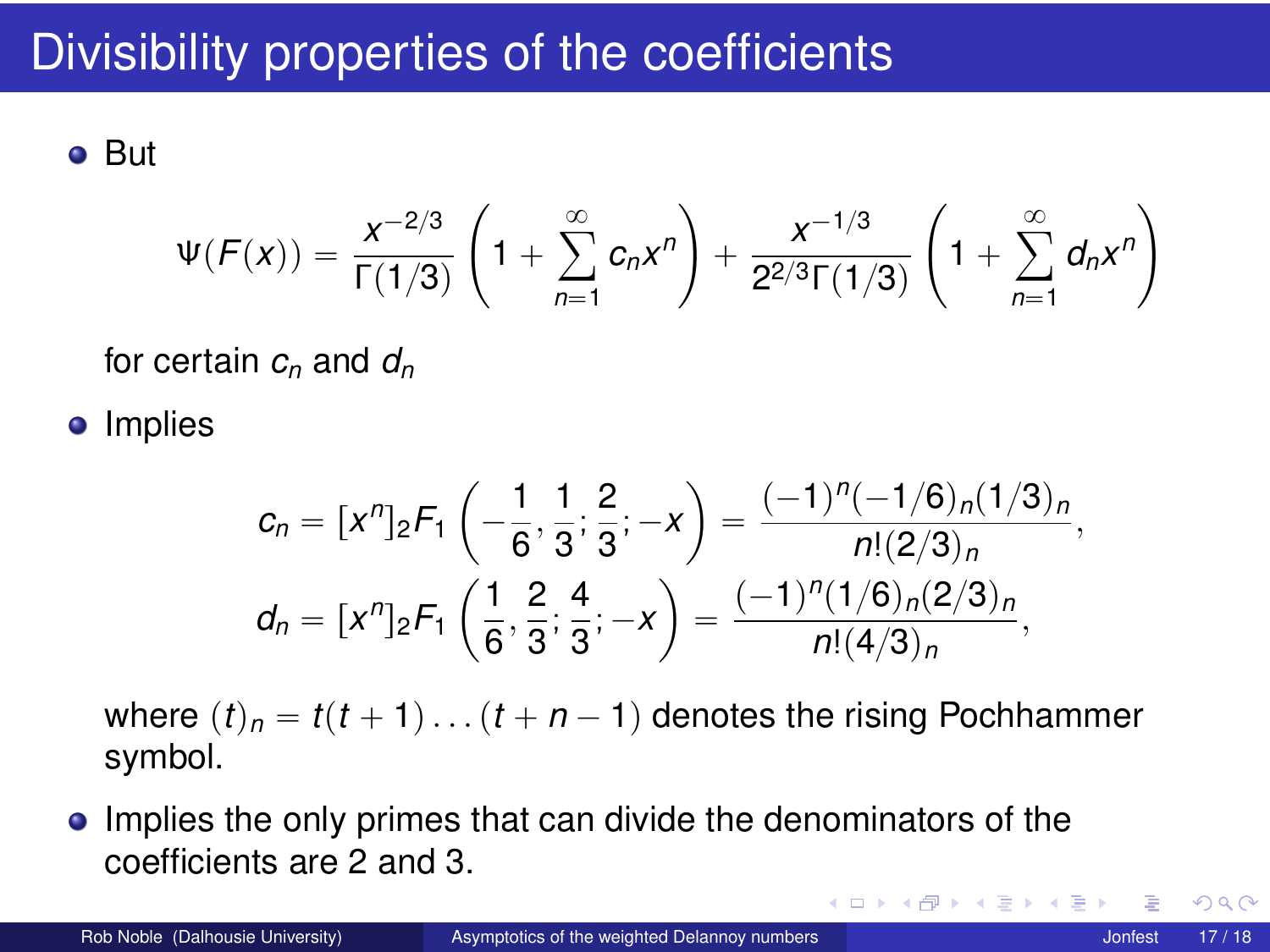# Divisibility properties of the coefficients

- But

$$\Psi(F(x)) = \frac{x^{-2/3}}{\Gamma(1/3)}\left(1 + \sum_{n=1}^{\infty} c_n x^n\right) + \frac{x^{-1/3}}{2^{2/3}\Gamma(1/3)}\left(1 + \sum_{n=1}^{\infty} d_n x^n\right)$$

  for certain $c_n$ and $d_n$

- Implies

$$c_n = [x^n]{}_2F_1\left(-\frac{1}{6}, \frac{1}{3}; \frac{2}{3}; -x\right) = \frac{(-1)^n(-1/6)_n(1/3)_n}{n!(2/3)_n},$$

$$d_n = [x^n]{}_2F_1\left(\frac{1}{6}, \frac{2}{3}; \frac{4}{3}; -x\right) = \frac{(-1)^n(1/6)_n(2/3)_n}{n!(4/3)_n},$$

  where $(t)_n = t(t+1)\dots(t+n-1)$ denotes the rising Pochhammer symbol.

- Implies the only primes that can divide the denominators of the coefficients are 2 and 3.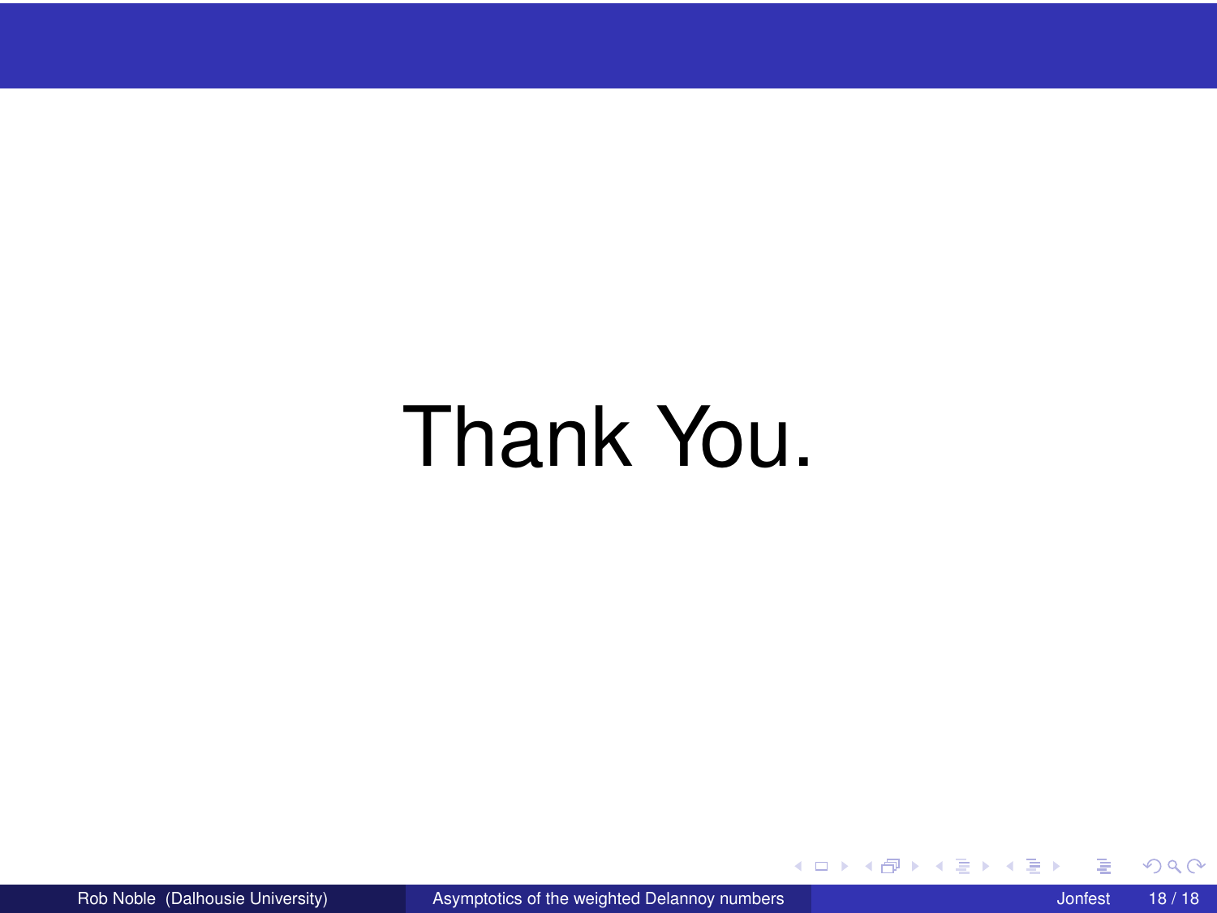Thank You.